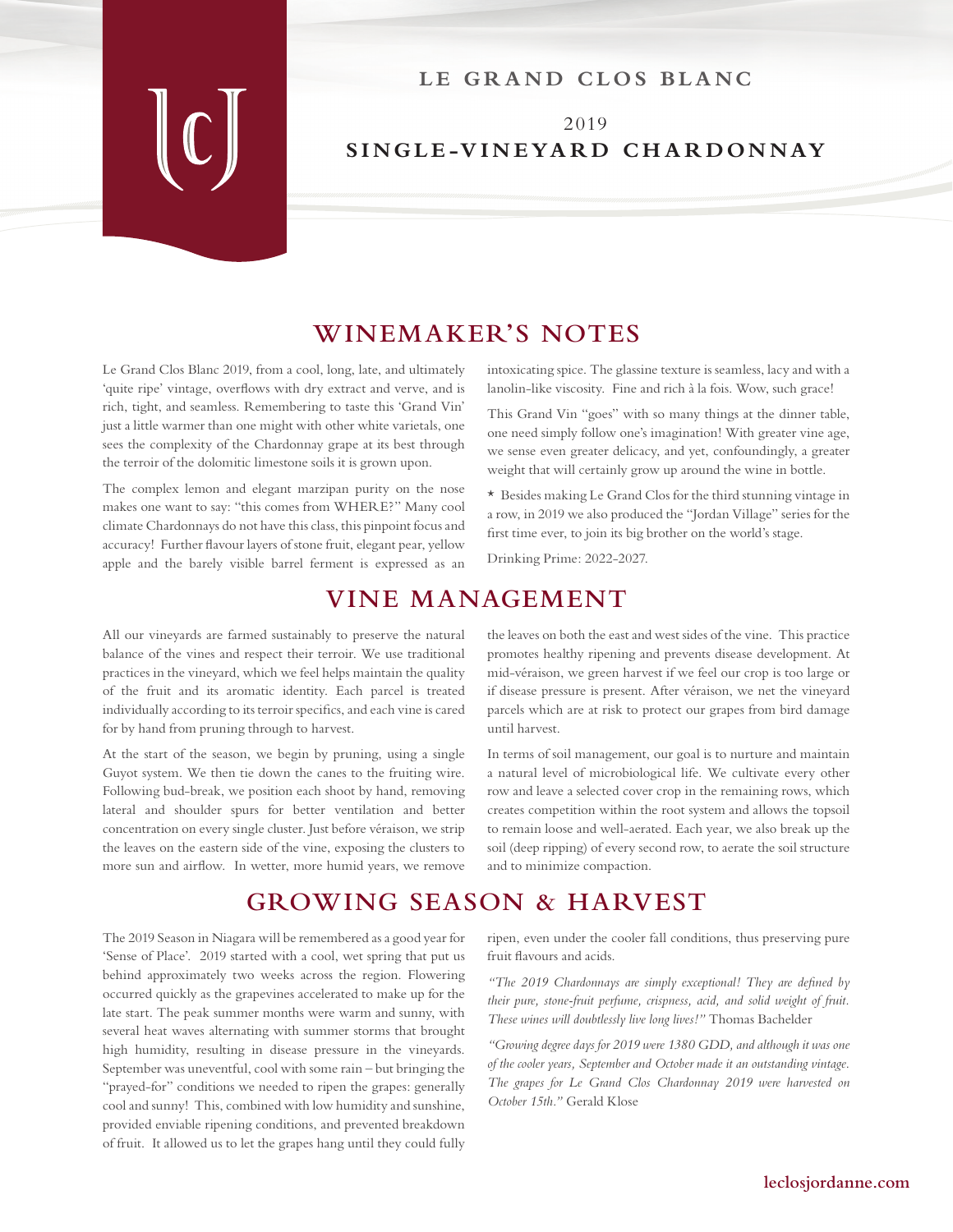# LE GRAND CLOS BLANC

2019

**SINGLE-VINEYARD CHARDONNAY**

## WINEMAKER'S NOTES

Le Grand Clos Blanc 2019, from a cool, long, late, and ultimately 'quite ripe' vintage, overflows with dry extract and verve, and is rich, tight, and seamless. Remembering to taste this 'Grand Vin' just a little warmer than one might with other white varietals, one sees the complexity of the Chardonnay grape at its best through the terroir of the dolomitic limestone soils it is grown upon.

The complex lemon and elegant marzipan purity on the nose makes one want to say: "this comes from WHERE?" Many cool climate Chardonnays do not have this class, this pinpoint focus and accuracy! Further flavour layers of stone fruit, elegant pear, yellow apple and the barely visible barrel ferment is expressed as an intoxicating spice. The glassine texture is seamless, lacy and with a lanolin-like viscosity. Fine and rich à la fois. Wow, such grace!

This Grand Vin "goes" with so many things at the dinner table, one need simply follow one's imagination! With greater vine age, we sense even greater delicacy, and yet, confoundingly, a greater weight that will certainly grow up around the wine in bottle.

* Besides making Le Grand Clos for the third stunning vintage in a row, in 2019 we also produced the "Jordan Village" series for the first time ever, to join its big brother on the world's stage.

Drinking Prime: 2022-2027.

## VINE MANAGEMENT

All our vineyards are farmed sustainably to preserve the natural balance of the vines and respect their terroir. We use traditional practices in the vineyard, which we feel helps maintain the quality of the fruit and its aromatic identity. Each parcel is treated individually according to its terroir specifics, and each vine is cared for by hand from pruning through to harvest.

At the start of the season, we begin by pruning, using a single Guyot system. We then tie down the canes to the fruiting wire. Following bud-break, we position each shoot by hand, removing lateral and shoulder spurs for better ventilation and better concentration on every single cluster. Just before véraison, we strip the leaves on the eastern side of the vine, exposing the clusters to more sun and airflow. In wetter, more humid years, we remove the leaves on both the east and west sides of the vine. This practice promotes healthy ripening and prevents disease development. At mid-véraison, we green harvest if we feel our crop is too large or if disease pressure is present. After véraison, we net the vineyard parcels which are at risk to protect our grapes from bird damage until harvest.

In terms of soil management, our goal is to nurture and maintain a natural level of microbiological life. We cultivate every other row and leave a selected cover crop in the remaining rows, which creates competition within the root system and allows the topsoil to remain loose and well-aerated. Each year, we also break up the soil (deep ripping) of every second row, to aerate the soil structure and to minimize compaction.

## GROWING SEASON & HARVEST

The 2019 Season in Niagara will be remembered as a good year for 'Sense of Place'. 2019 started with a cool, wet spring that put us behind approximately two weeks across the region. Flowering occurred quickly as the grapevines accelerated to make up for the late start. The peak summer months were warm and sunny, with several heat waves alternating with summer storms that brought high humidity, resulting in disease pressure in the vineyards. September was uneventful, cool with some rain – but bringing the "prayed-for" conditions we needed to ripen the grapes: generally cool and sunny! This, combined with low humidity and sunshine, provided enviable ripening conditions, and prevented breakdown of fruit. It allowed us to let the grapes hang until they could fully ripen, even under the cooler fall conditions, thus preserving pure fruit flavours and acids.

*"The 2019 Chardonnays are simply exceptional! They are defined by their pure, stone-fruit perfume, crispness, acid, and solid weight of fruit. These wines will doubtlessly live long lives!"* Thomas Bachelder

*"Growing degree days for 2019 were 1380 GDD, and although it was one of the cooler years, September and October made it an outstanding vintage. The grapes for Le Grand Clos Chardonnay 2019 were harvested on October 15th."* Gerald Klose

**leclosjordanne.com**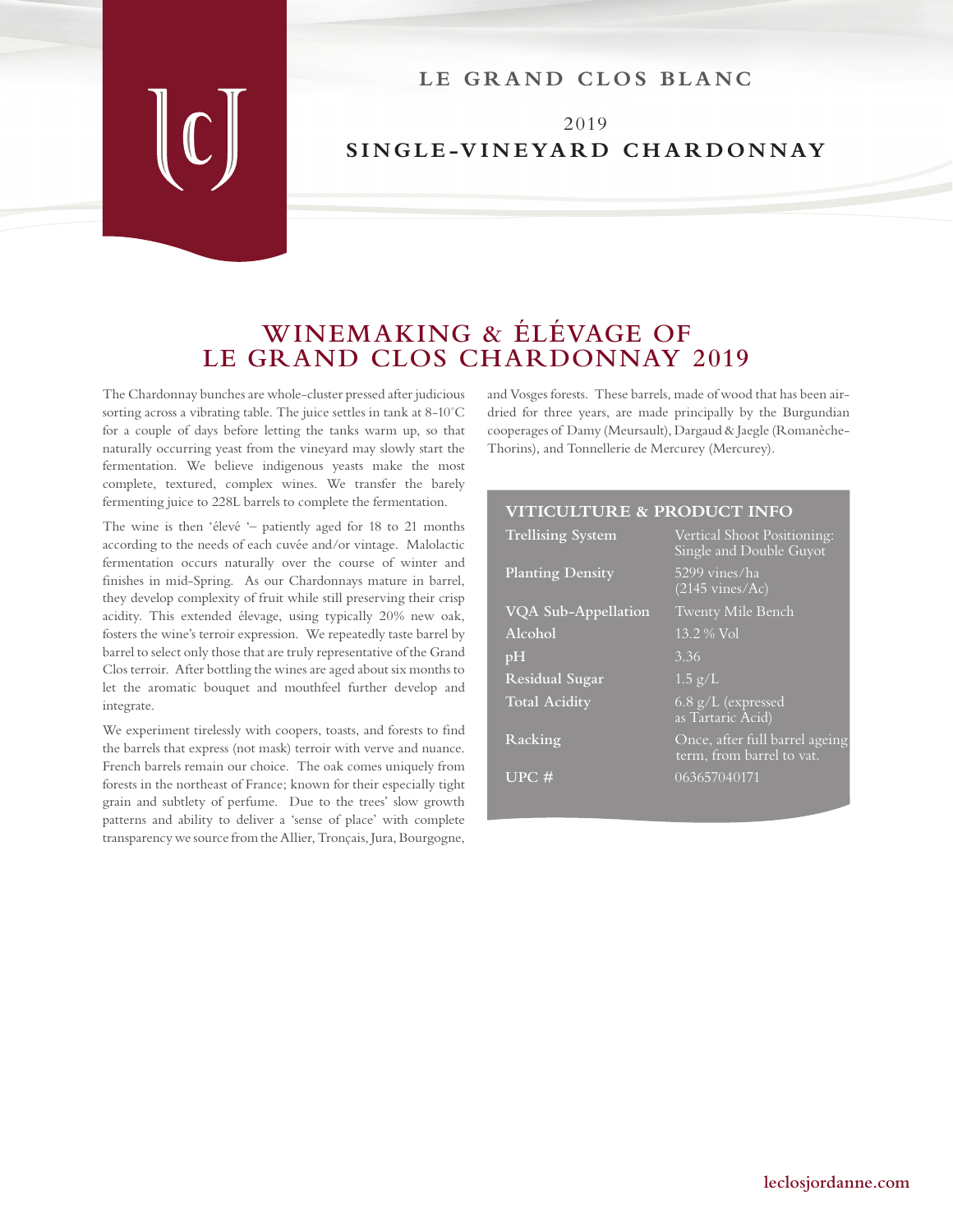LE GRAND CLOS BLANC

2019

**SINGLE-VINEYARD CHARDONNAY**

# WINEMAKING & ÉLÉVAGE OF LE GRAND CLOS CHARDONNAY 2019

The Chardonnay bunches are whole-cluster pressed after judicious sorting across a vibrating table. The juice settles in tank at 8-10°C for a couple of days before letting the tanks warm up, so that naturally occurring yeast from the vineyard may slowly start the fermentation. We believe indigenous yeasts make the most complete, textured, complex wines. We transfer the barely fermenting juice to 228L barrels to complete the fermentation.

The wine is then 'élevé '– patiently aged for 18 to 21 months according to the needs of each cuvée and/or vintage. Malolactic fermentation occurs naturally over the course of winter and finishes in mid-Spring. As our Chardonnays mature in barrel, they develop complexity of fruit while still preserving their crisp acidity. This extended élevage, using typically 20% new oak, fosters the wine's terroir expression. We repeatedly taste barrel by barrel to select only those that are truly representative of the Grand Clos terroir. After bottling the wines are aged about six months to let the aromatic bouquet and mouthfeel further develop and integrate.

We experiment tirelessly with coopers, toasts, and forests to find the barrels that express (not mask) terroir with verve and nuance. French barrels remain our choice. The oak comes uniquely from forests in the northeast of France; known for their especially tight grain and subtlety of perfume. Due to the trees' slow growth patterns and ability to deliver a 'sense of place' with complete transparency we source from the Allier, Tronçais, Jura, Bourgogne, and Vosges forests. These barrels, made of wood that has been air-dried for three years, are made principally by the Burgundian cooperages of Damy (Meursault), Dargaud & Jaegle (Romanèche-Thorins), and Tonnellerie de Mercurey (Mercurey).

## VITICULTURE & PRODUCT INFO

| | |
|---|---|
| Trellising System | Vertical Shoot Positioning: Single and Double Guyot |
| Planting Density | 5299 vines/ha (2145 vines/Ac) |
| VQA Sub-Appellation | Twenty Mile Bench |
| Alcohol | 13.2 % Vol |
| pH | 3.36 |
| Residual Sugar | 1.5 g/L |
| Total Acidity | 6.8 g/L (expressed as Tartaric Acid) |
| Racking | Once, after full barrel ageing term, from barrel to vat. |
| UPC # | 063657040171 |

leclosjordanne.com